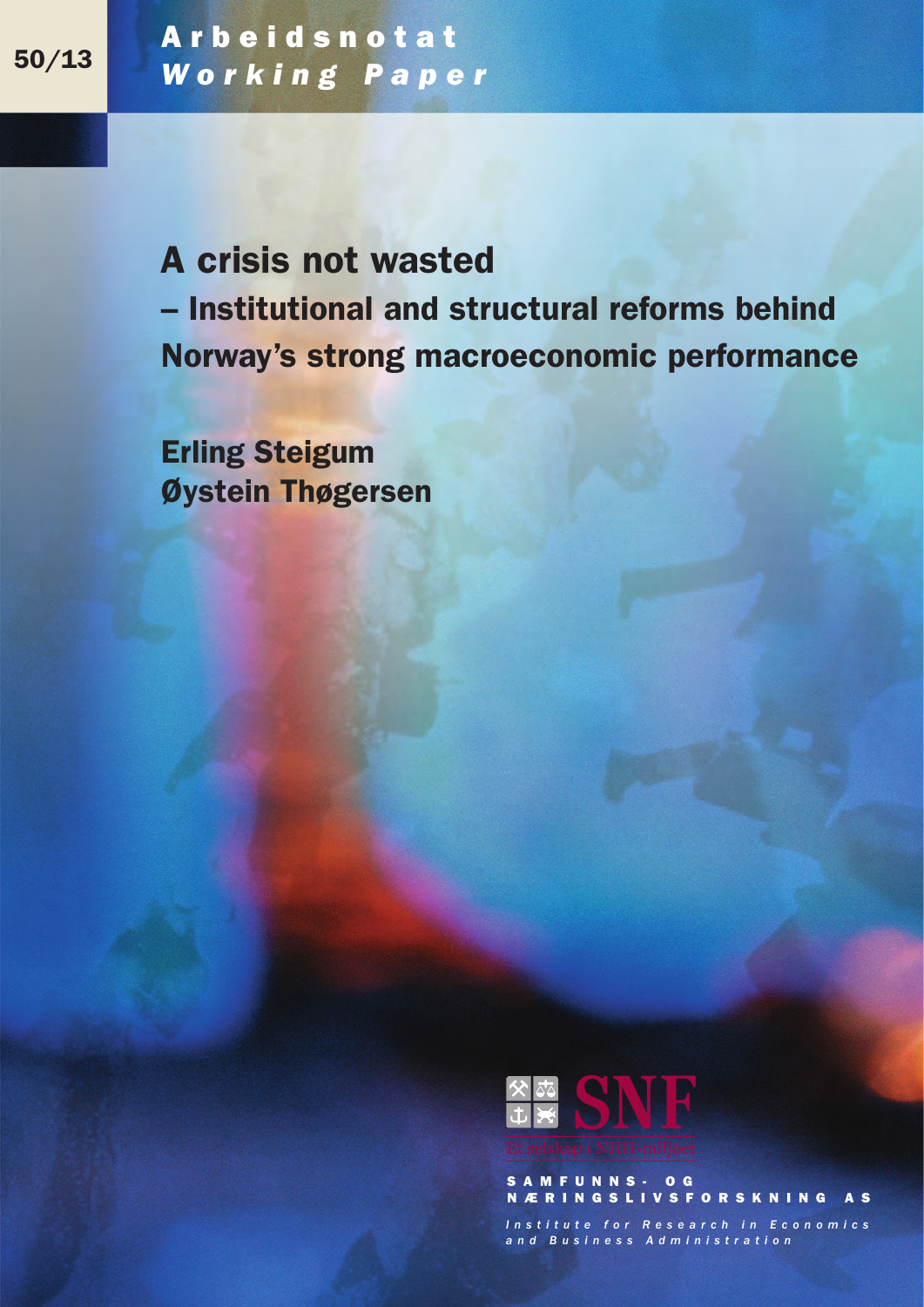50/13

**Arbeidsnotat**
*Working Paper*

# A crisis not wasted

## – Institutional and structural reforms behind Norway's strong macroeconomic performance

**Erling Steigum**
**Øystein Thøgersen**

SNF
Et selskap i NHH-miljøet

SAMFUNNS- OG NÆRINGSLIVSFORSKNING AS

*Institute for Research in Economics and Business Administration*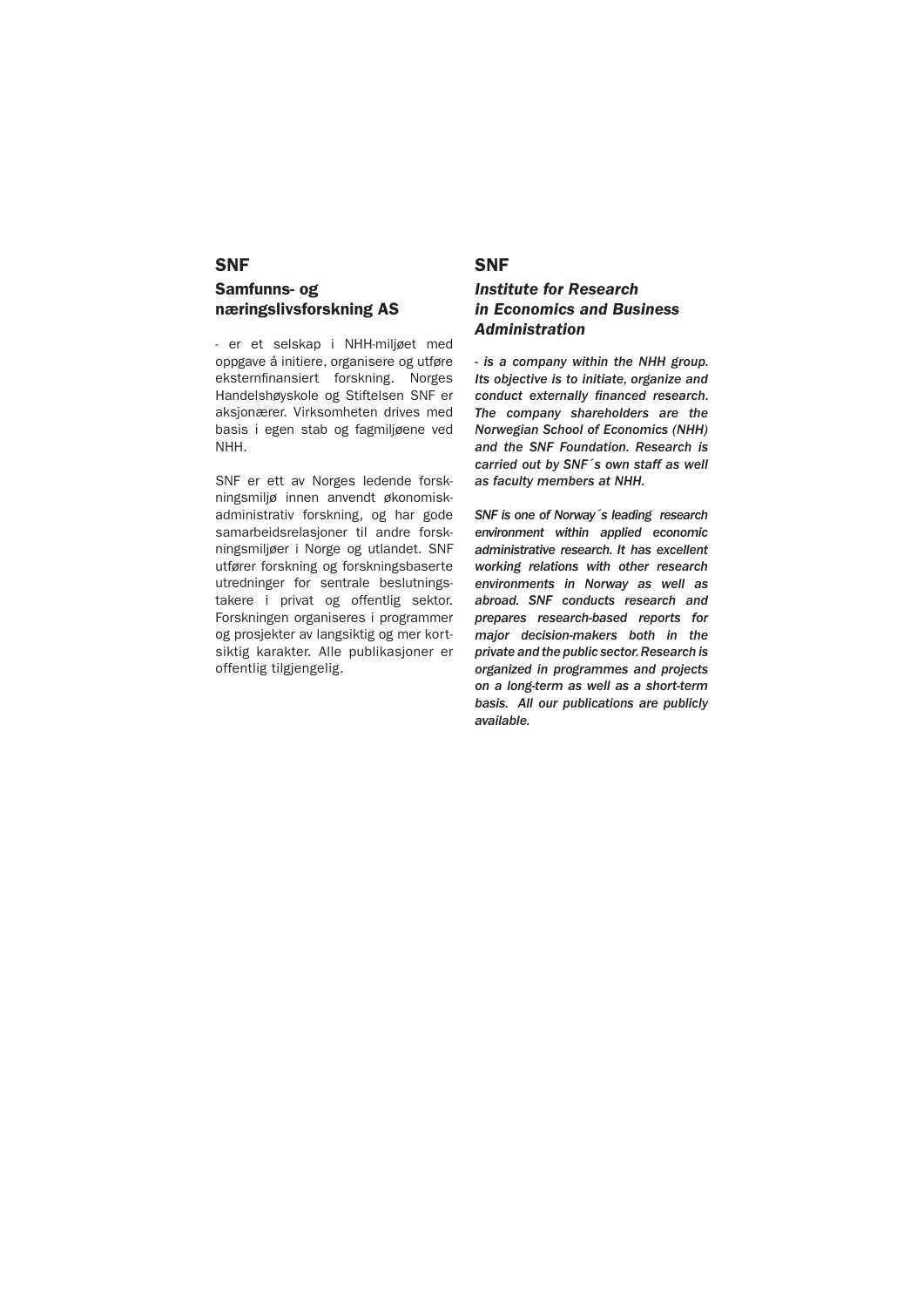## SNF

### Samfunns- og næringslivsforskning AS

- er et selskap i NHH-miljøet med oppgave å initiere, organisere og utføre eksternfinansiert forskning. Norges Handelshøyskole og Stiftelsen SNF er aksjonærer. Virksomheten drives med basis i egen stab og fagmiljøene ved NHH.

SNF er ett av Norges ledende forskningsmiljø innen anvendt økonomisk-administrativ forskning, og har gode samarbeidsrelasjoner til andre forskningsmiljøer i Norge og utlandet. SNF utfører forskning og forskningsbaserte utredninger for sentrale beslutningstakere i privat og offentlig sektor. Forskningen organiseres i programmer og prosjekter av langsiktig og mer kortsiktig karakter. Alle publikasjoner er offentlig tilgjengelig.

## SNF

### *Institute for Research in Economics and Business Administration*

*- is a company within the NHH group. Its objective is to initiate, organize and conduct externally financed research. The company shareholders are the Norwegian School of Economics (NHH) and the SNF Foundation. Research is carried out by SNF´s own staff as well as faculty members at NHH.*

*SNF is one of Norway´s leading research environment within applied economic administrative research. It has excellent working relations with other research environments in Norway as well as abroad. SNF conducts research and prepares research-based reports for major decision-makers both in the private and the public sector. Research is organized in programmes and projects on a long-term as well as a short-term basis. All our publications are publicly available.*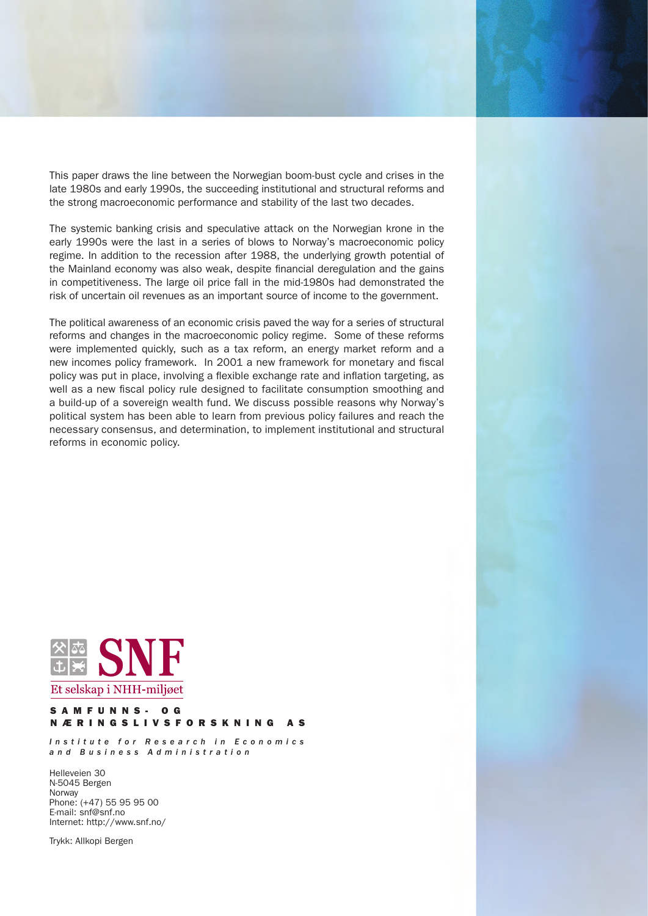This paper draws the line between the Norwegian boom-bust cycle and crises in the late 1980s and early 1990s, the succeeding institutional and structural reforms and the strong macroeconomic performance and stability of the last two decades.

The systemic banking crisis and speculative attack on the Norwegian krone in the early 1990s were the last in a series of blows to Norway's macroeconomic policy regime. In addition to the recession after 1988, the underlying growth potential of the Mainland economy was also weak, despite financial deregulation and the gains in competitiveness. The large oil price fall in the mid-1980s had demonstrated the risk of uncertain oil revenues as an important source of income to the government.

The political awareness of an economic crisis paved the way for a series of structural reforms and changes in the macroeconomic policy regime. Some of these reforms were implemented quickly, such as a tax reform, an energy market reform and a new incomes policy framework. In 2001 a new framework for monetary and fiscal policy was put in place, involving a flexible exchange rate and inflation targeting, as well as a new fiscal policy rule designed to facilitate consumption smoothing and a build-up of a sovereign wealth fund. We discuss possible reasons why Norway's political system has been able to learn from previous policy failures and reach the necessary consensus, and determination, to implement institutional and structural reforms in economic policy.

**SNF**

Et selskap i NHH-miljøet

**SAMFUNNS- OG NÆRINGSLIVSFORSKNING AS**

*Institute for Research in Economics and Business Administration*

Helleveien 30
N-5045 Bergen
Norway
Phone: (+47) 55 95 95 00
E-mail: snf@snf.no
Internet: http://www.snf.no/

Trykk: Allkopi Bergen